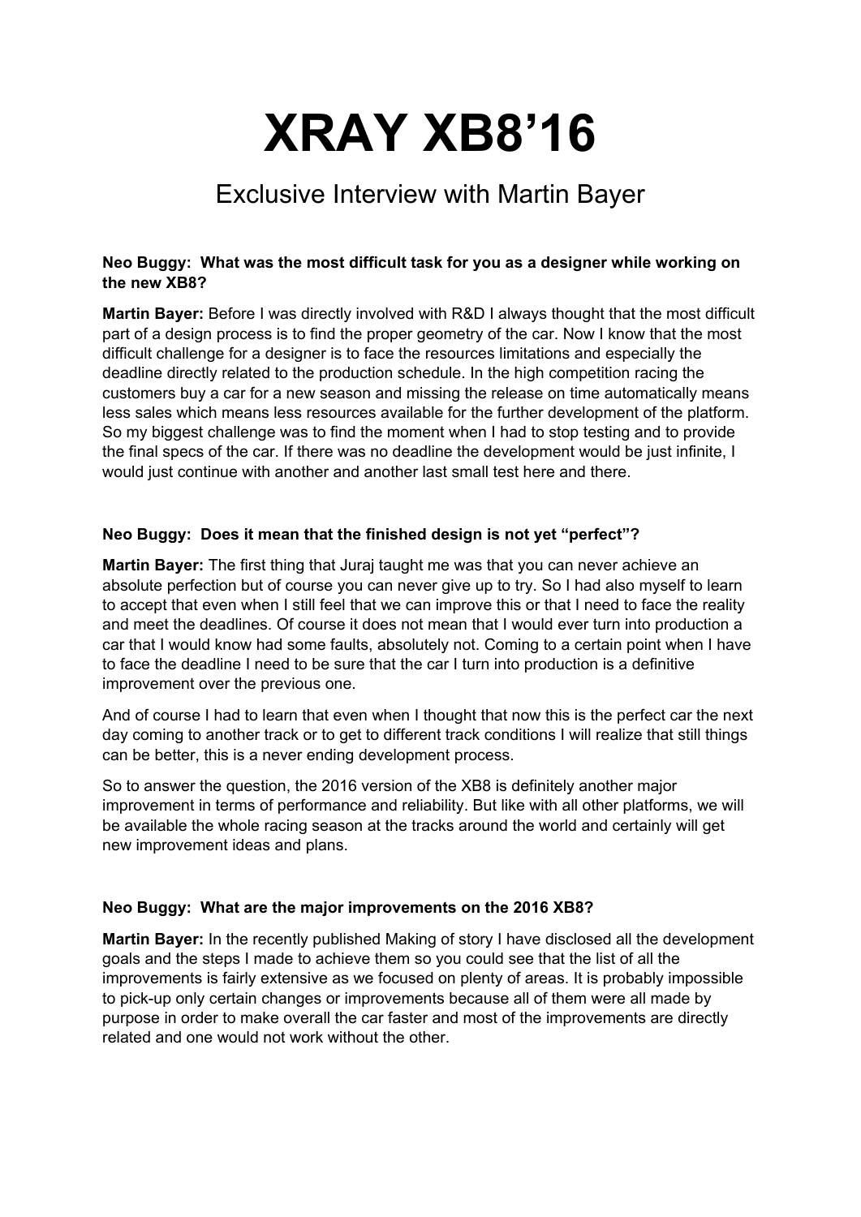# XRAY XB8'16

## Exclusive Interview with Martin Bayer

**Neo Buggy: What was the most difficult task for you as a designer while working on the new XB8?**

**Martin Bayer:** Before I was directly involved with R&D I always thought that the most difficult part of a design process is to find the proper geometry of the car. Now I know that the most difficult challenge for a designer is to face the resources limitations and especially the deadline directly related to the production schedule. In the high competition racing the customers buy a car for a new season and missing the release on time automatically means less sales which means less resources available for the further development of the platform. So my biggest challenge was to find the moment when I had to stop testing and to provide the final specs of the car. If there was no deadline the development would be just infinite, I would just continue with another and another last small test here and there.

**Neo Buggy: Does it mean that the finished design is not yet "perfect"?**

**Martin Bayer:** The first thing that Juraj taught me was that you can never achieve an absolute perfection but of course you can never give up to try. So I had also myself to learn to accept that even when I still feel that we can improve this or that I need to face the reality and meet the deadlines. Of course it does not mean that I would ever turn into production a car that I would know had some faults, absolutely not. Coming to a certain point when I have to face the deadline I need to be sure that the car I turn into production is a definitive improvement over the previous one.

And of course I had to learn that even when I thought that now this is the perfect car the next day coming to another track or to get to different track conditions I will realize that still things can be better, this is a never ending development process.

So to answer the question, the 2016 version of the XB8 is definitely another major improvement in terms of performance and reliability. But like with all other platforms, we will be available the whole racing season at the tracks around the world and certainly will get new improvement ideas and plans.

**Neo Buggy: What are the major improvements on the 2016 XB8?**

**Martin Bayer:** In the recently published Making of story I have disclosed all the development goals and the steps I made to achieve them so you could see that the list of all the improvements is fairly extensive as we focused on plenty of areas. It is probably impossible to pick-up only certain changes or improvements because all of them were all made by purpose in order to make overall the car faster and most of the improvements are directly related and one would not work without the other.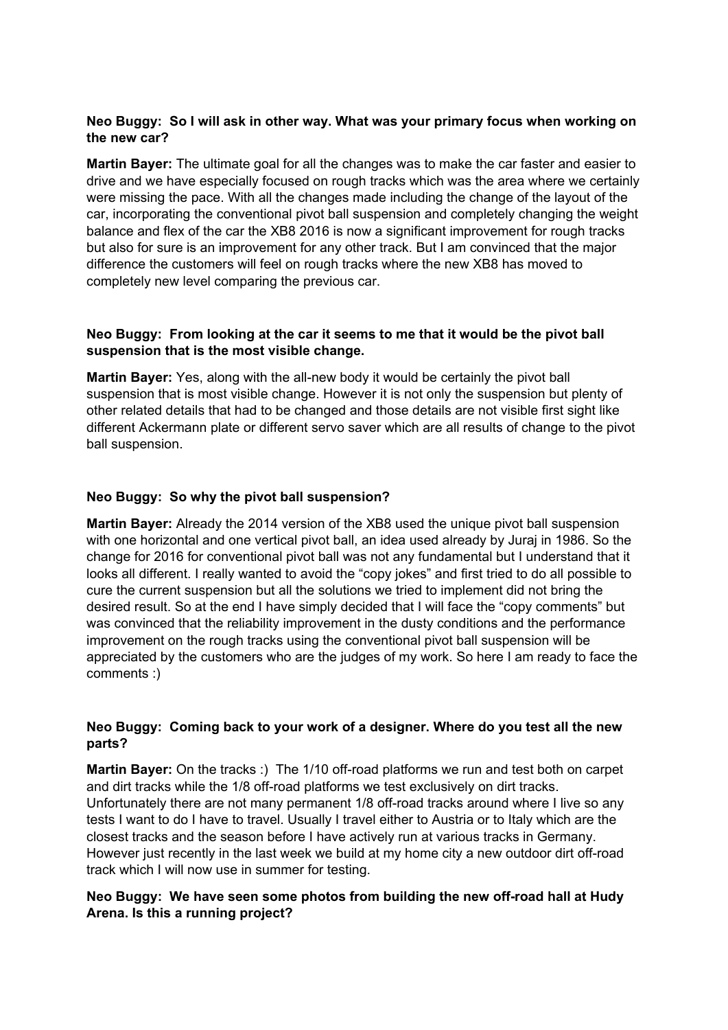**Neo Buggy: So I will ask in other way. What was your primary focus when working on the new car?**

**Martin Bayer:** The ultimate goal for all the changes was to make the car faster and easier to drive and we have especially focused on rough tracks which was the area where we certainly were missing the pace. With all the changes made including the change of the layout of the car, incorporating the conventional pivot ball suspension and completely changing the weight balance and flex of the car the XB8 2016 is now a significant improvement for rough tracks but also for sure is an improvement for any other track. But I am convinced that the major difference the customers will feel on rough tracks where the new XB8 has moved to completely new level comparing the previous car.

**Neo Buggy: From looking at the car it seems to me that it would be the pivot ball suspension that is the most visible change.**

**Martin Bayer:** Yes, along with the all-new body it would be certainly the pivot ball suspension that is most visible change. However it is not only the suspension but plenty of other related details that had to be changed and those details are not visible first sight like different Ackermann plate or different servo saver which are all results of change to the pivot ball suspension.

**Neo Buggy: So why the pivot ball suspension?**

**Martin Bayer:** Already the 2014 version of the XB8 used the unique pivot ball suspension with one horizontal and one vertical pivot ball, an idea used already by Juraj in 1986. So the change for 2016 for conventional pivot ball was not any fundamental but I understand that it looks all different. I really wanted to avoid the "copy jokes" and first tried to do all possible to cure the current suspension but all the solutions we tried to implement did not bring the desired result. So at the end I have simply decided that I will face the "copy comments" but was convinced that the reliability improvement in the dusty conditions and the performance improvement on the rough tracks using the conventional pivot ball suspension will be appreciated by the customers who are the judges of my work. So here I am ready to face the comments :)

**Neo Buggy: Coming back to your work of a designer. Where do you test all the new parts?**

**Martin Bayer:** On the tracks :) The 1/10 off-road platforms we run and test both on carpet and dirt tracks while the 1/8 off-road platforms we test exclusively on dirt tracks. Unfortunately there are not many permanent 1/8 off-road tracks around where I live so any tests I want to do I have to travel. Usually I travel either to Austria or to Italy which are the closest tracks and the season before I have actively run at various tracks in Germany. However just recently in the last week we build at my home city a new outdoor dirt off-road track which I will now use in summer for testing.

**Neo Buggy: We have seen some photos from building the new off-road hall at Hudy Arena. Is this a running project?**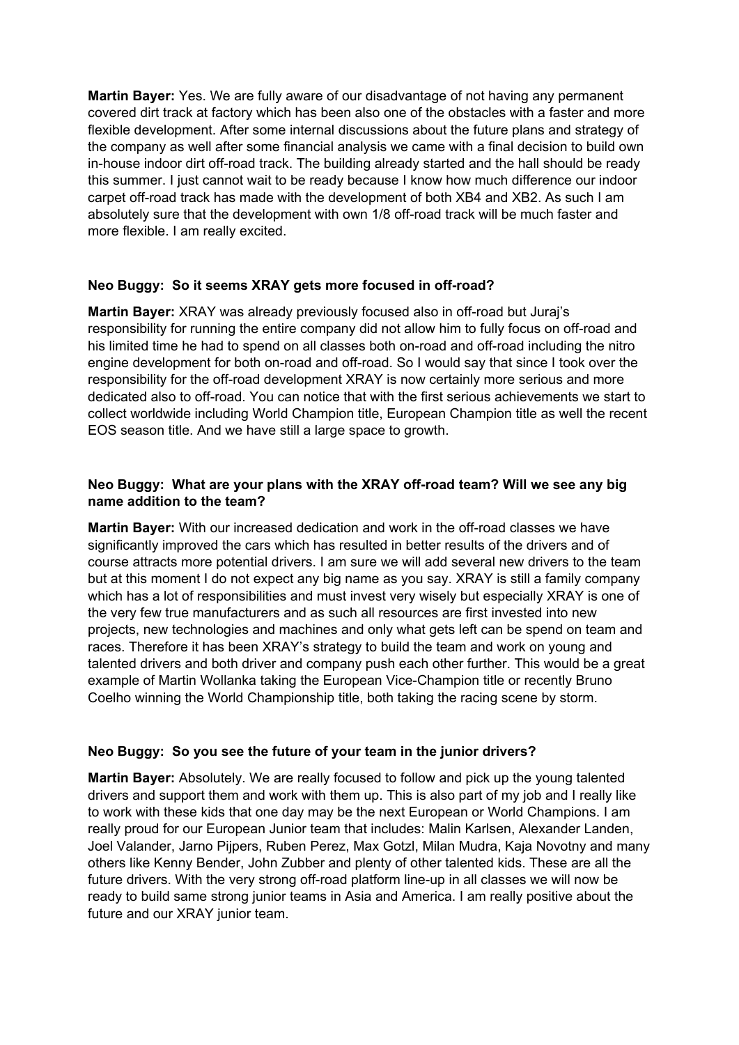**Martin Bayer:** Yes. We are fully aware of our disadvantage of not having any permanent covered dirt track at factory which has been also one of the obstacles with a faster and more flexible development. After some internal discussions about the future plans and strategy of the company as well after some financial analysis we came with a final decision to build own in-house indoor dirt off-road track. The building already started and the hall should be ready this summer. I just cannot wait to be ready because I know how much difference our indoor carpet off-road track has made with the development of both XB4 and XB2. As such I am absolutely sure that the development with own 1/8 off-road track will be much faster and more flexible. I am really excited.

**Neo Buggy: So it seems XRAY gets more focused in off-road?**

**Martin Bayer:** XRAY was already previously focused also in off-road but Juraj's responsibility for running the entire company did not allow him to fully focus on off-road and his limited time he had to spend on all classes both on-road and off-road including the nitro engine development for both on-road and off-road. So I would say that since I took over the responsibility for the off-road development XRAY is now certainly more serious and more dedicated also to off-road. You can notice that with the first serious achievements we start to collect worldwide including World Champion title, European Champion title as well the recent EOS season title. And we have still a large space to growth.

**Neo Buggy: What are your plans with the XRAY off-road team? Will we see any big name addition to the team?**

**Martin Bayer:** With our increased dedication and work in the off-road classes we have significantly improved the cars which has resulted in better results of the drivers and of course attracts more potential drivers. I am sure we will add several new drivers to the team but at this moment I do not expect any big name as you say. XRAY is still a family company which has a lot of responsibilities and must invest very wisely but especially XRAY is one of the very few true manufacturers and as such all resources are first invested into new projects, new technologies and machines and only what gets left can be spend on team and races. Therefore it has been XRAY's strategy to build the team and work on young and talented drivers and both driver and company push each other further. This would be a great example of Martin Wollanka taking the European Vice-Champion title or recently Bruno Coelho winning the World Championship title, both taking the racing scene by storm.

**Neo Buggy: So you see the future of your team in the junior drivers?**

**Martin Bayer:** Absolutely. We are really focused to follow and pick up the young talented drivers and support them and work with them up. This is also part of my job and I really like to work with these kids that one day may be the next European or World Champions. I am really proud for our European Junior team that includes: Malin Karlsen, Alexander Landen, Joel Valander, Jarno Pijpers, Ruben Perez, Max Gotzl, Milan Mudra, Kaja Novotny and many others like Kenny Bender, John Zubber and plenty of other talented kids. These are all the future drivers. With the very strong off-road platform line-up in all classes we will now be ready to build same strong junior teams in Asia and America. I am really positive about the future and our XRAY junior team.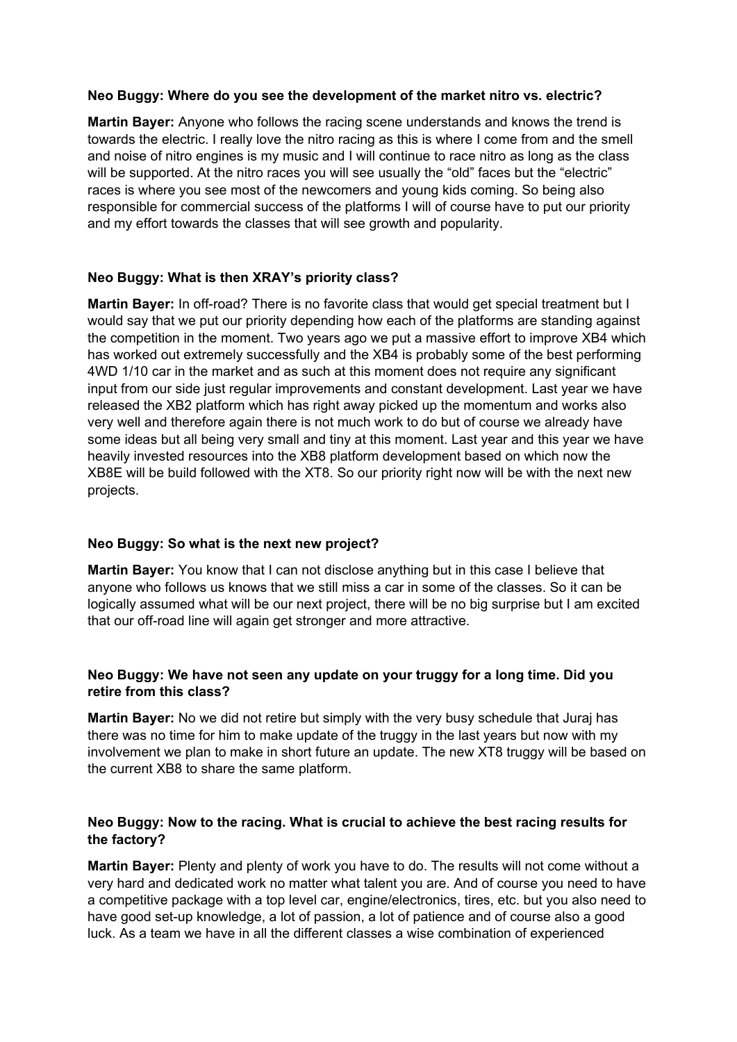**Neo Buggy: Where do you see the development of the market nitro vs. electric?**

**Martin Bayer:** Anyone who follows the racing scene understands and knows the trend is towards the electric. I really love the nitro racing as this is where I come from and the smell and noise of nitro engines is my music and I will continue to race nitro as long as the class will be supported. At the nitro races you will see usually the "old" faces but the "electric" races is where you see most of the newcomers and young kids coming. So being also responsible for commercial success of the platforms I will of course have to put our priority and my effort towards the classes that will see growth and popularity.

**Neo Buggy: What is then XRAY's priority class?**

**Martin Bayer:** In off-road? There is no favorite class that would get special treatment but I would say that we put our priority depending how each of the platforms are standing against the competition in the moment. Two years ago we put a massive effort to improve XB4 which has worked out extremely successfully and the XB4 is probably some of the best performing 4WD 1/10 car in the market and as such at this moment does not require any significant input from our side just regular improvements and constant development. Last year we have released the XB2 platform which has right away picked up the momentum and works also very well and therefore again there is not much work to do but of course we already have some ideas but all being very small and tiny at this moment. Last year and this year we have heavily invested resources into the XB8 platform development based on which now the XB8E will be build followed with the XT8. So our priority right now will be with the next new projects.

**Neo Buggy: So what is the next new project?**

**Martin Bayer:** You know that I can not disclose anything but in this case I believe that anyone who follows us knows that we still miss a car in some of the classes. So it can be logically assumed what will be our next project, there will be no big surprise but I am excited that our off-road line will again get stronger and more attractive.

**Neo Buggy: We have not seen any update on your truggy for a long time. Did you retire from this class?**

**Martin Bayer:** No we did not retire but simply with the very busy schedule that Juraj has there was no time for him to make update of the truggy in the last years but now with my involvement we plan to make in short future an update. The new XT8 truggy will be based on the current XB8 to share the same platform.

**Neo Buggy: Now to the racing. What is crucial to achieve the best racing results for the factory?**

**Martin Bayer:** Plenty and plenty of work you have to do. The results will not come without a very hard and dedicated work no matter what talent you are. And of course you need to have a competitive package with a top level car, engine/electronics, tires, etc. but you also need to have good set-up knowledge, a lot of passion, a lot of patience and of course also a good luck. As a team we have in all the different classes a wise combination of experienced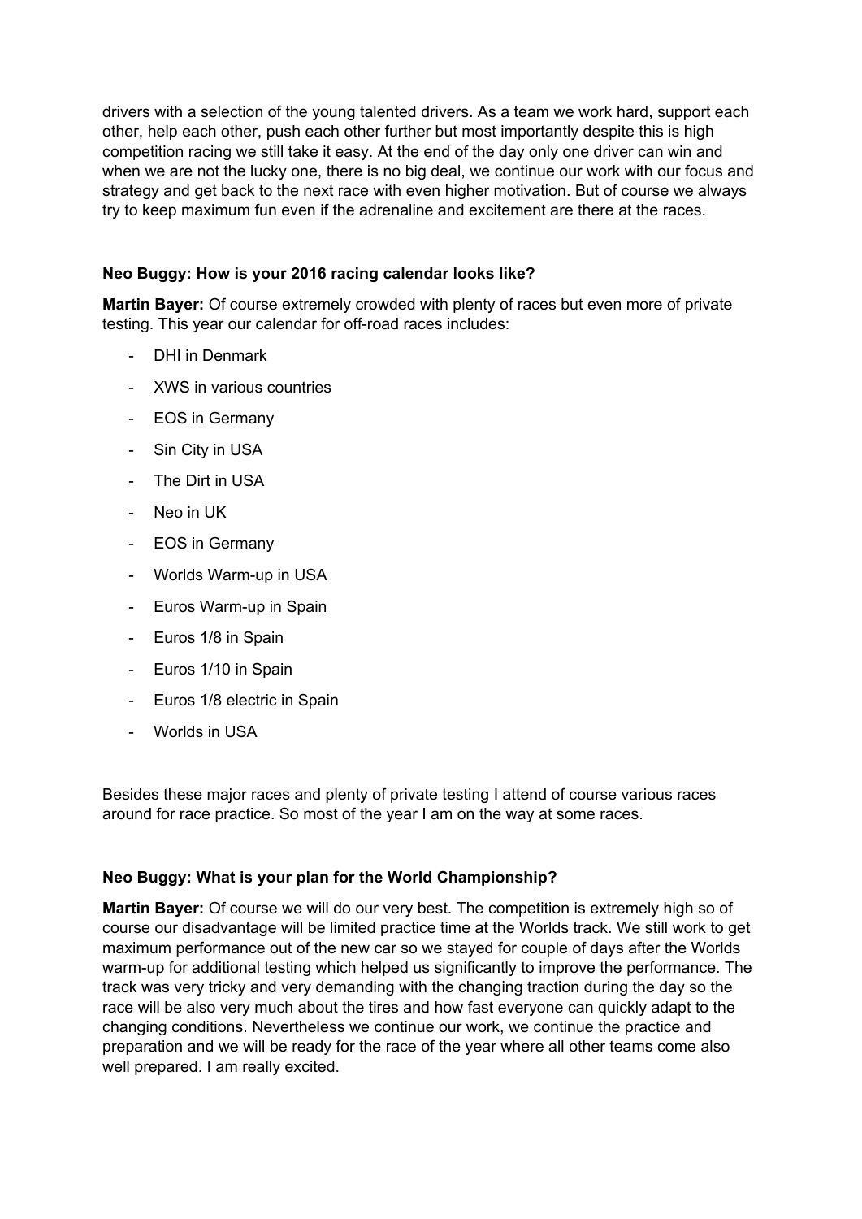drivers with a selection of the young talented drivers. As a team we work hard, support each other, help each other, push each other further but most importantly despite this is high competition racing we still take it easy. At the end of the day only one driver can win and when we are not the lucky one, there is no big deal, we continue our work with our focus and strategy and get back to the next race with even higher motivation. But of course we always try to keep maximum fun even if the adrenaline and excitement are there at the races.

**Neo Buggy: How is your 2016 racing calendar looks like?**

**Martin Bayer:** Of course extremely crowded with plenty of races but even more of private testing. This year our calendar for off-road races includes:

- DHI in Denmark
- XWS in various countries
- EOS in Germany
- Sin City in USA
- The Dirt in USA
- Neo in UK
- EOS in Germany
- Worlds Warm-up in USA
- Euros Warm-up in Spain
- Euros 1/8 in Spain
- Euros 1/10 in Spain
- Euros 1/8 electric in Spain
- Worlds in USA

Besides these major races and plenty of private testing I attend of course various races around for race practice. So most of the year I am on the way at some races.

**Neo Buggy: What is your plan for the World Championship?**

**Martin Bayer:** Of course we will do our very best. The competition is extremely high so of course our disadvantage will be limited practice time at the Worlds track. We still work to get maximum performance out of the new car so we stayed for couple of days after the Worlds warm-up for additional testing which helped us significantly to improve the performance. The track was very tricky and very demanding with the changing traction during the day so the race will be also very much about the tires and how fast everyone can quickly adapt to the changing conditions. Nevertheless we continue our work, we continue the practice and preparation and we will be ready for the race of the year where all other teams come also well prepared. I am really excited.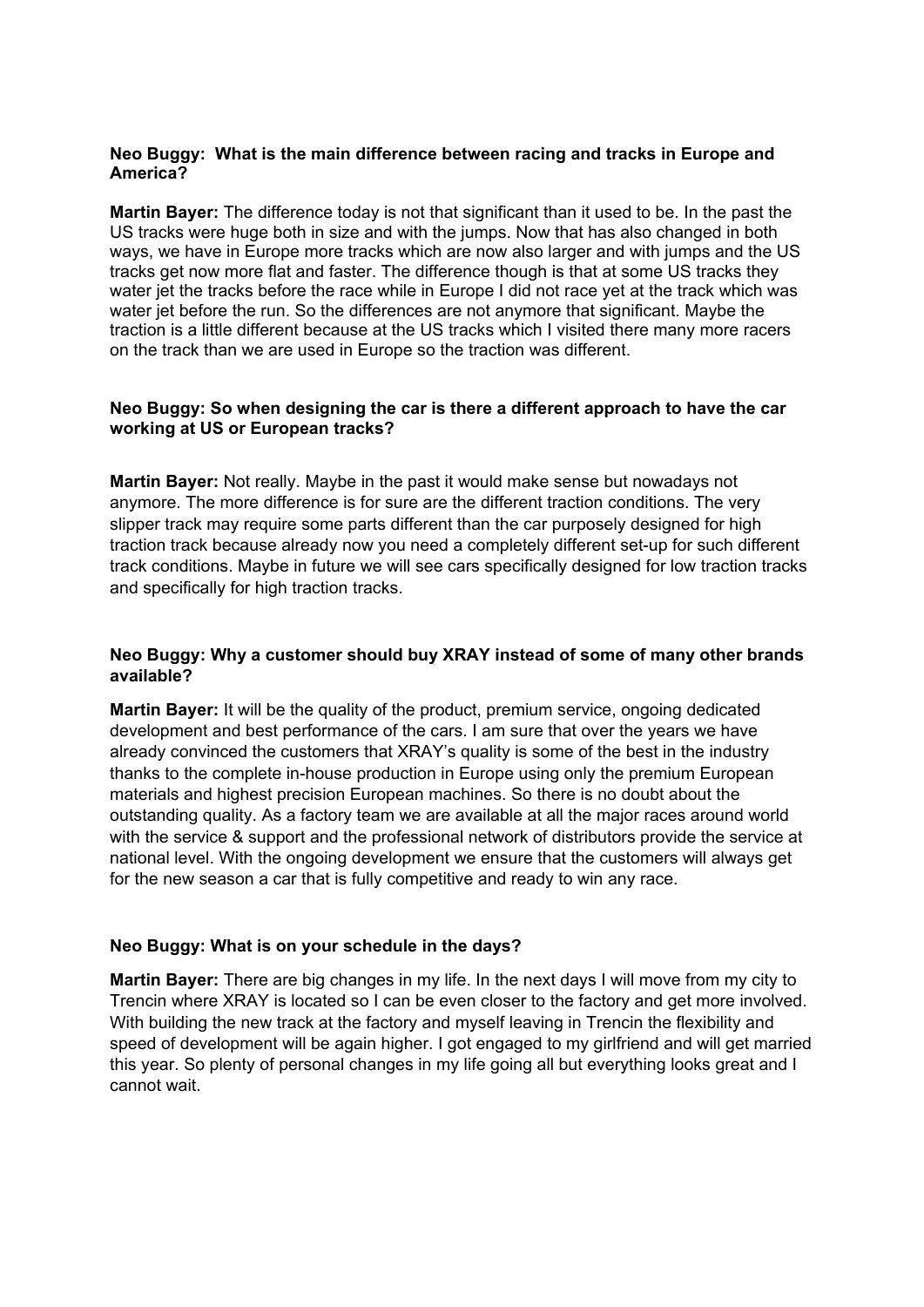**Neo Buggy: What is the main difference between racing and tracks in Europe and America?**

**Martin Bayer:** The difference today is not that significant than it used to be. In the past the US tracks were huge both in size and with the jumps. Now that has also changed in both ways, we have in Europe more tracks which are now also larger and with jumps and the US tracks get now more flat and faster. The difference though is that at some US tracks they water jet the tracks before the race while in Europe I did not race yet at the track which was water jet before the run. So the differences are not anymore that significant. Maybe the traction is a little different because at the US tracks which I visited there many more racers on the track than we are used in Europe so the traction was different.

**Neo Buggy: So when designing the car is there a different approach to have the car working at US or European tracks?**

**Martin Bayer:** Not really. Maybe in the past it would make sense but nowadays not anymore. The more difference is for sure are the different traction conditions. The very slipper track may require some parts different than the car purposely designed for high traction track because already now you need a completely different set-up for such different track conditions. Maybe in future we will see cars specifically designed for low traction tracks and specifically for high traction tracks.

**Neo Buggy: Why a customer should buy XRAY instead of some of many other brands available?**

**Martin Bayer:** It will be the quality of the product, premium service, ongoing dedicated development and best performance of the cars. I am sure that over the years we have already convinced the customers that XRAY's quality is some of the best in the industry thanks to the complete in-house production in Europe using only the premium European materials and highest precision European machines. So there is no doubt about the outstanding quality. As a factory team we are available at all the major races around world with the service & support and the professional network of distributors provide the service at national level. With the ongoing development we ensure that the customers will always get for the new season a car that is fully competitive and ready to win any race.

**Neo Buggy: What is on your schedule in the days?**

**Martin Bayer:** There are big changes in my life. In the next days I will move from my city to Trencin where XRAY is located so I can be even closer to the factory and get more involved. With building the new track at the factory and myself leaving in Trencin the flexibility and speed of development will be again higher. I got engaged to my girlfriend and will get married this year. So plenty of personal changes in my life going all but everything looks great and I cannot wait.